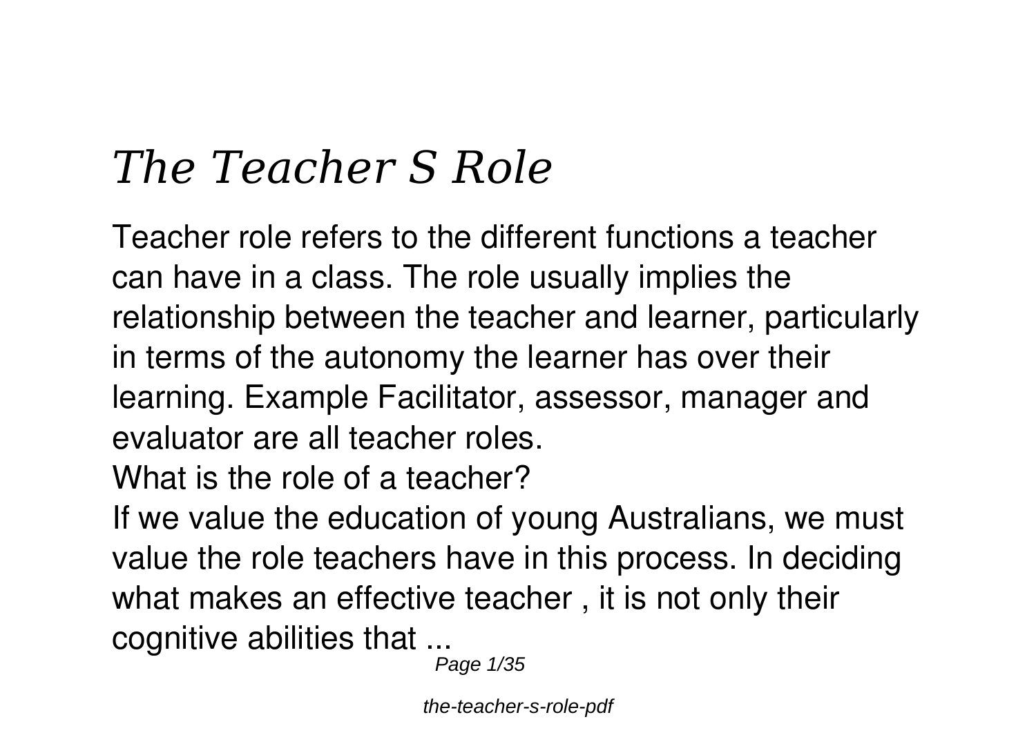# *The Teacher S Role*

Teacher role refers to the different functions a teacher can have in a class. The role usually implies the relationship between the teacher and learner, particularly in terms of the autonomy the learner has over their learning. Example Facilitator, assessor, manager and evaluator are all teacher roles.

What is the role of a teacher?

If we value the education of young Australians, we must value the role teachers have in this process. In deciding what makes an effective teacher , it is not only their cognitive abilities that ...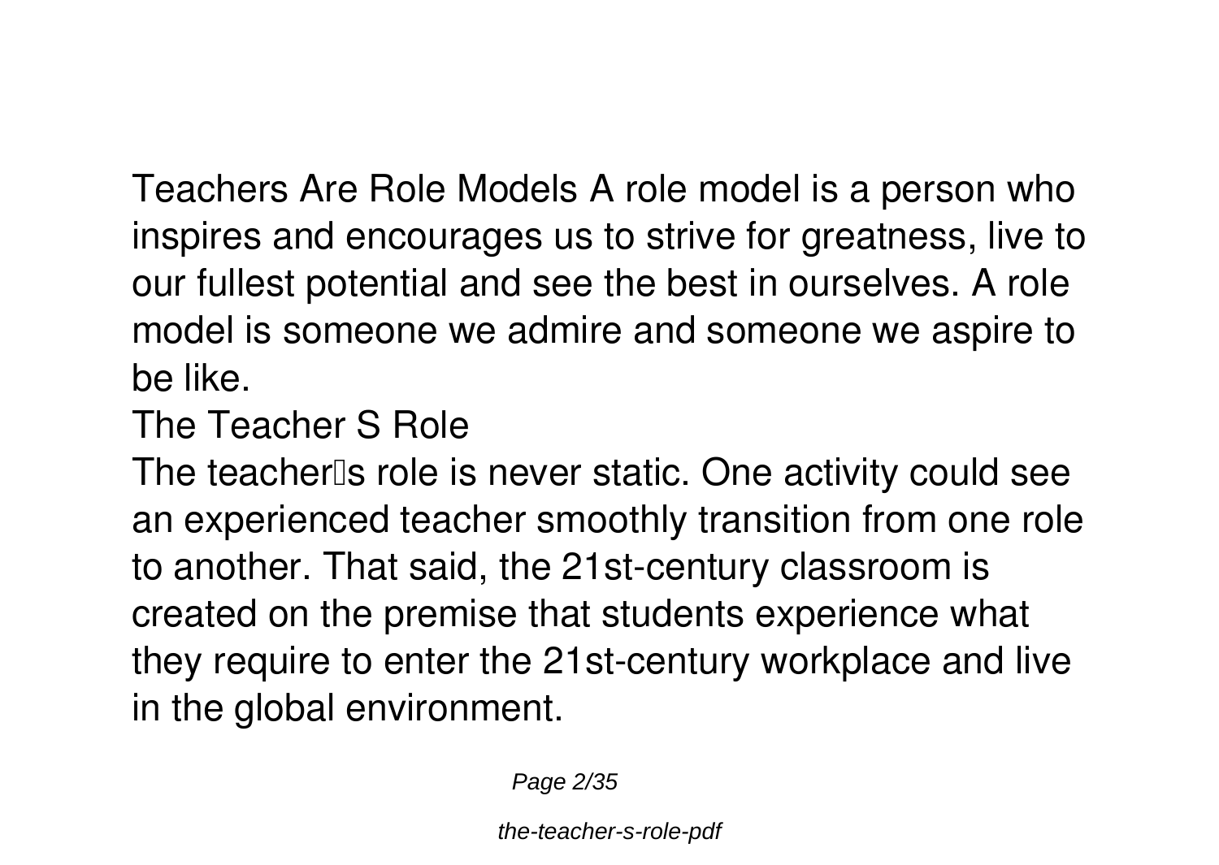Teachers Are Role Models A role model is a person who inspires and encourages us to strive for greatness, live to our fullest potential and see the best in ourselves. A role model is someone we admire and someone we aspire to be like.

The Teacher S Role

The teacher's role is never static. One activity could see an experienced teacher smoothly transition from one role to another. That said, the 21st-century classroom is created on the premise that students experience what they require to enter the 21st-century workplace and live in the global environment.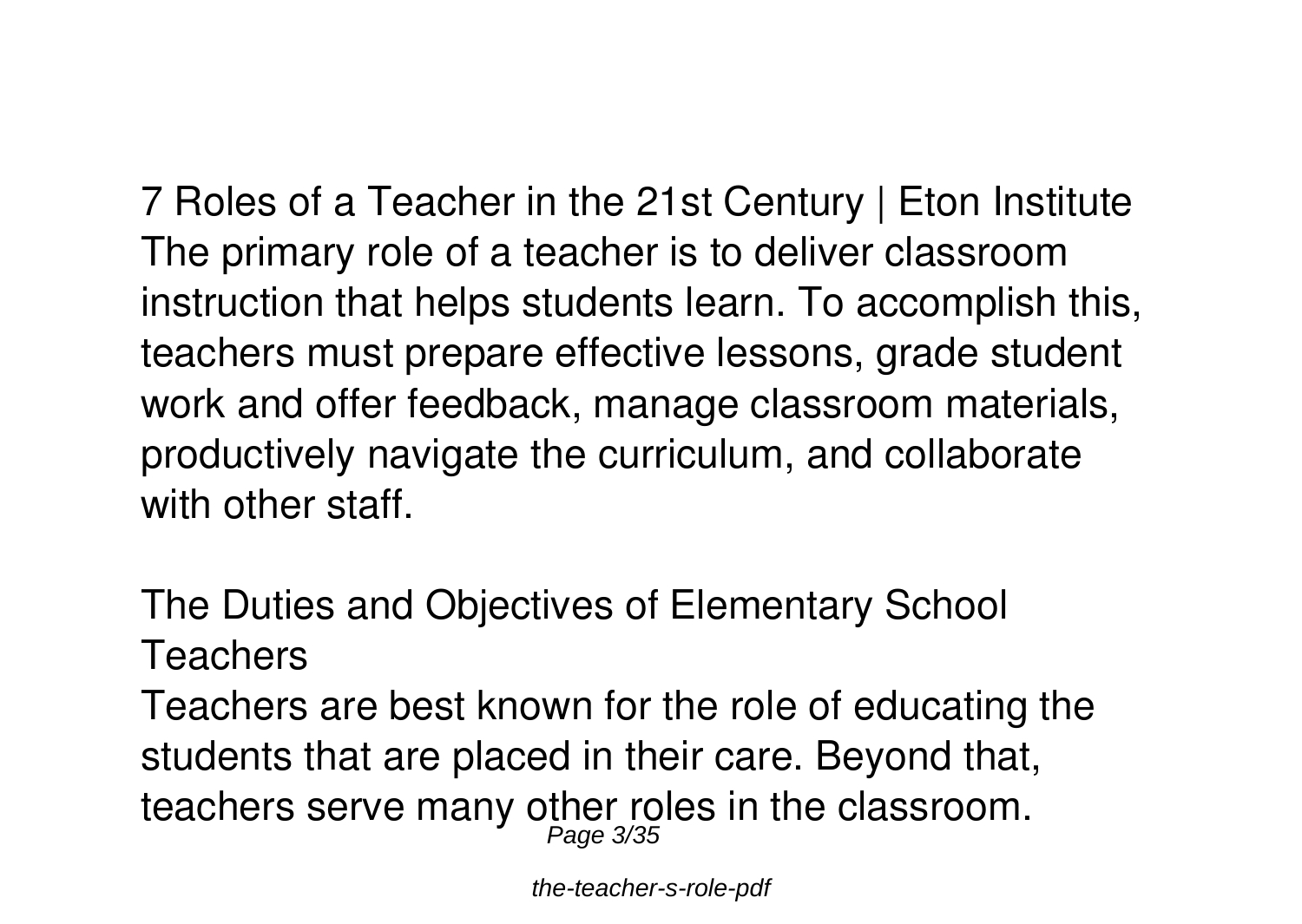## 7 Roles of a Teacher in the 21st Century | Eton Institute

The primary role of a teacher is to deliver classroom instruction that helps students learn. To accomplish this, teachers must prepare effective lessons, grade student work and offer feedback, manage classroom materials, productively navigate the curriculum, and collaborate with other staff.

## The Duties and Objectives of Elementary School Teachers

Teachers are best known for the role of educating the students that are placed in their care. Beyond that, teachers serve many other roles in the classroom.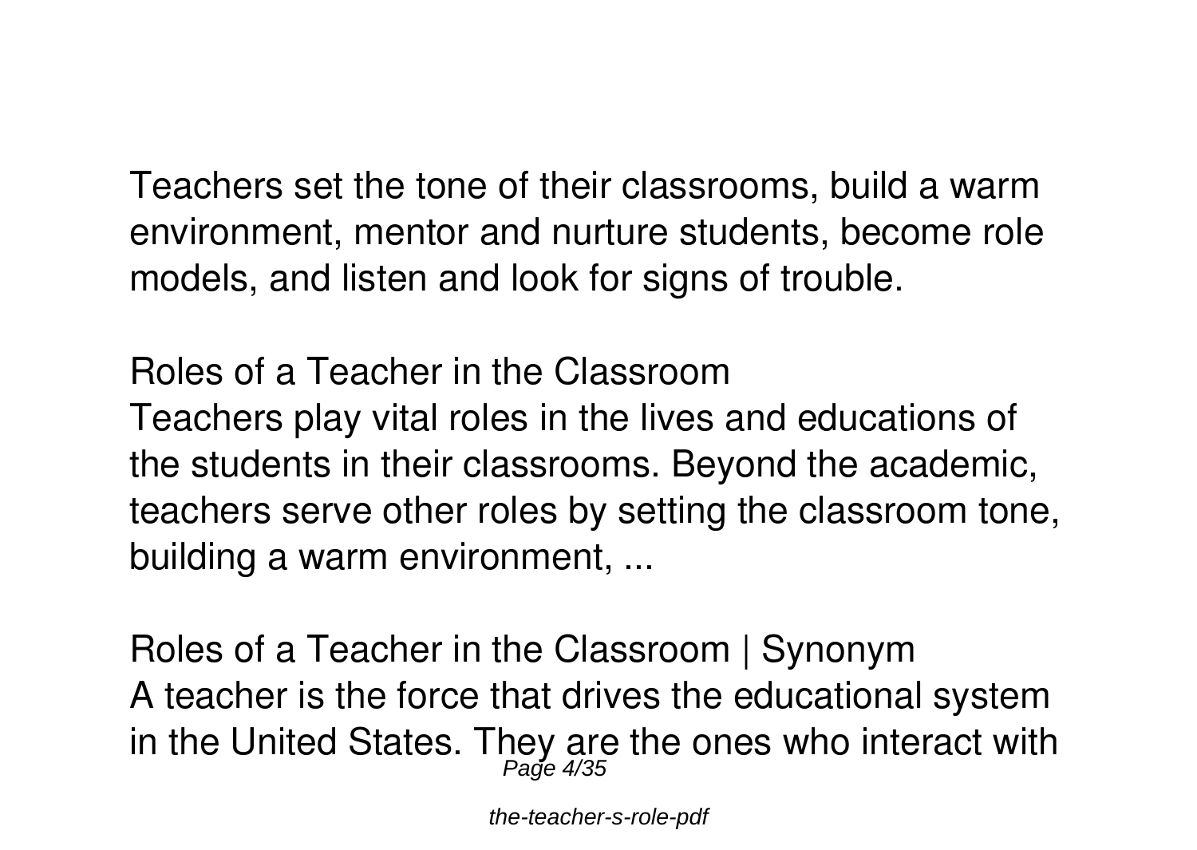Teachers set the tone of their classrooms, build a warm environment, mentor and nurture students, become role models, and listen and look for signs of trouble.

**Roles of a Teacher in the Classroom**

Teachers play vital roles in the lives and educations of the students in their classrooms. Beyond the academic, teachers serve other roles by setting the classroom tone, building a warm environment, ...

**Roles of a Teacher in the Classroom | Synonym**

A teacher is the force that drives the educational system in the United States. They are the ones who interact with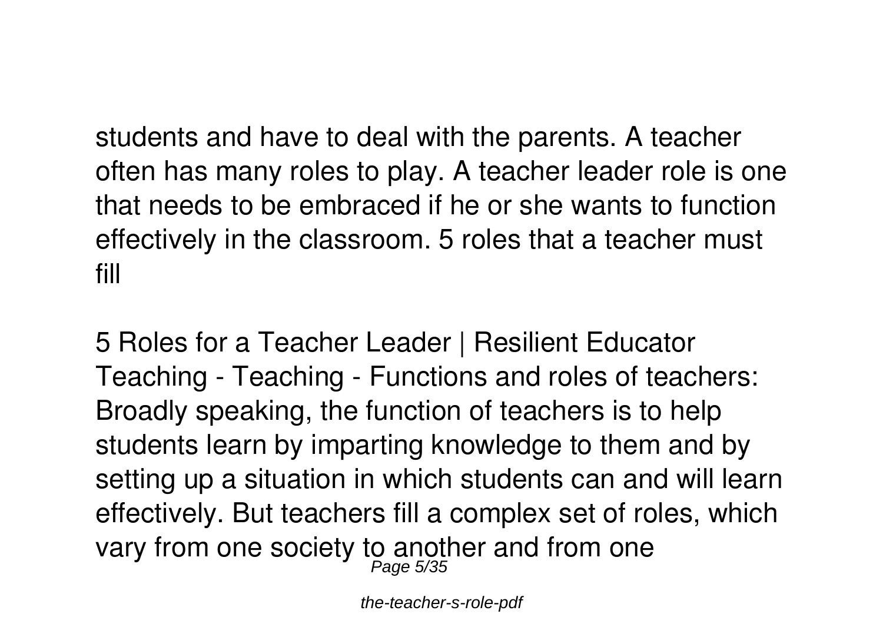students and have to deal with the parents. A teacher often has many roles to play. A teacher leader role is one that needs to be embraced if he or she wants to function effectively in the classroom. 5 roles that a teacher must fill

5 Roles for a Teacher Leader | Resilient Educator
Teaching - Teaching - Functions and roles of teachers: Broadly speaking, the function of teachers is to help students learn by imparting knowledge to them and by setting up a situation in which students can and will learn effectively. But teachers fill a complex set of roles, which vary from one society to another and from one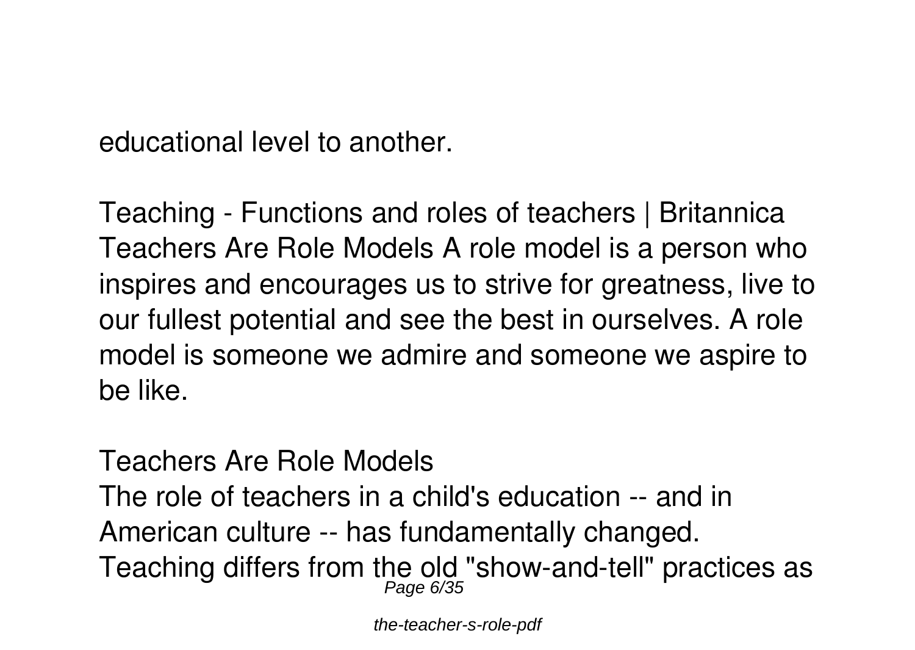educational level to another.

**Teaching - Functions and roles of teachers | Britannica**
Teachers Are Role Models A role model is a person who inspires and encourages us to strive for greatness, live to our fullest potential and see the best in ourselves. A role model is someone we admire and someone we aspire to be like.

**Teachers Are Role Models**
The role of teachers in a child's education -- and in American culture -- has fundamentally changed. Teaching differs from the old "show-and-tell" practices as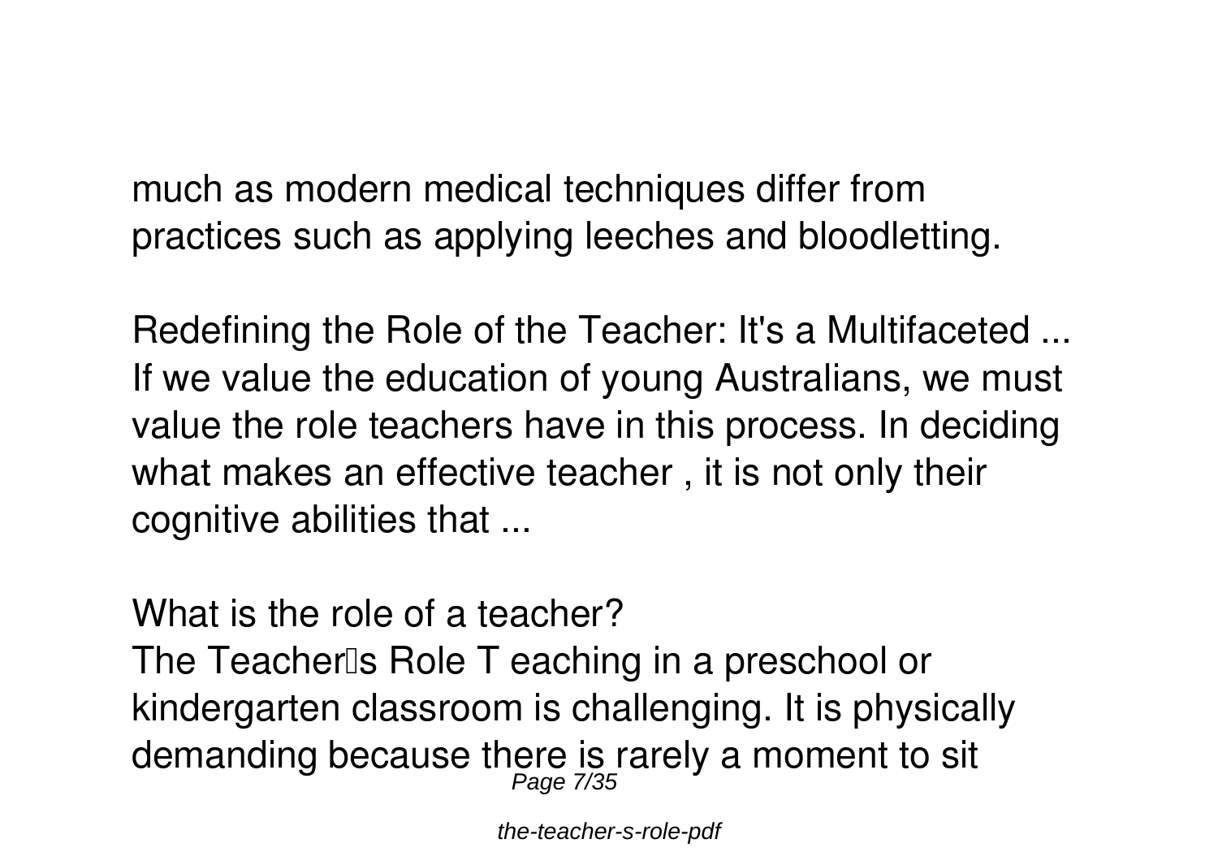much as modern medical techniques differ from practices such as applying leeches and bloodletting.

**Redefining the Role of the Teacher: It's a Multifaceted ...**

If we value the education of young Australians, we must value the role teachers have in this process. In deciding what makes an effective teacher , it is not only their cognitive abilities that ...

**What is the role of a teacher?**

The Teacher's Role T eaching in a preschool or kindergarten classroom is challenging. It is physically demanding because there is rarely a moment to sit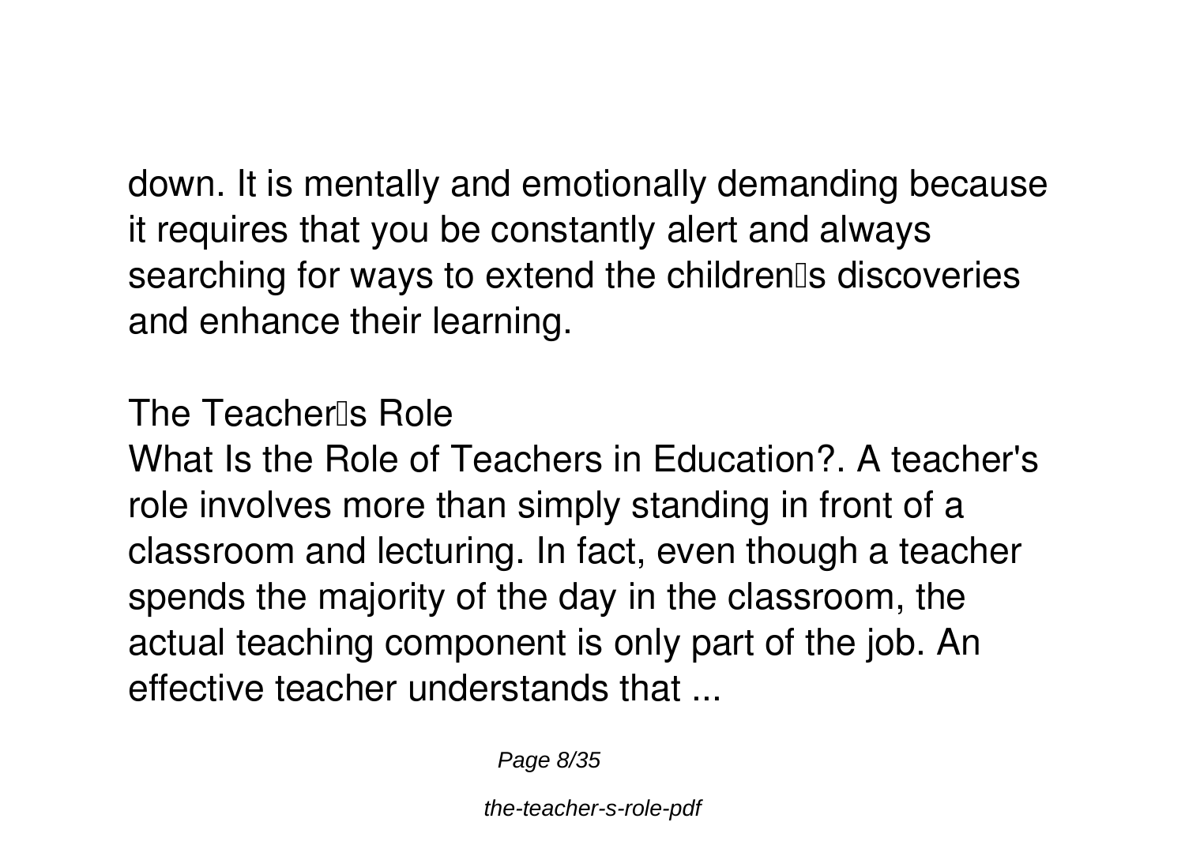down. It is mentally and emotionally demanding because it requires that you be constantly alert and always searching for ways to extend the children's discoveries and enhance their learning.

**The Teacher's Role**

What Is the Role of Teachers in Education?. A teacher's role involves more than simply standing in front of a classroom and lecturing. In fact, even though a teacher spends the majority of the day in the classroom, the actual teaching component is only part of the job. An effective teacher understands that ...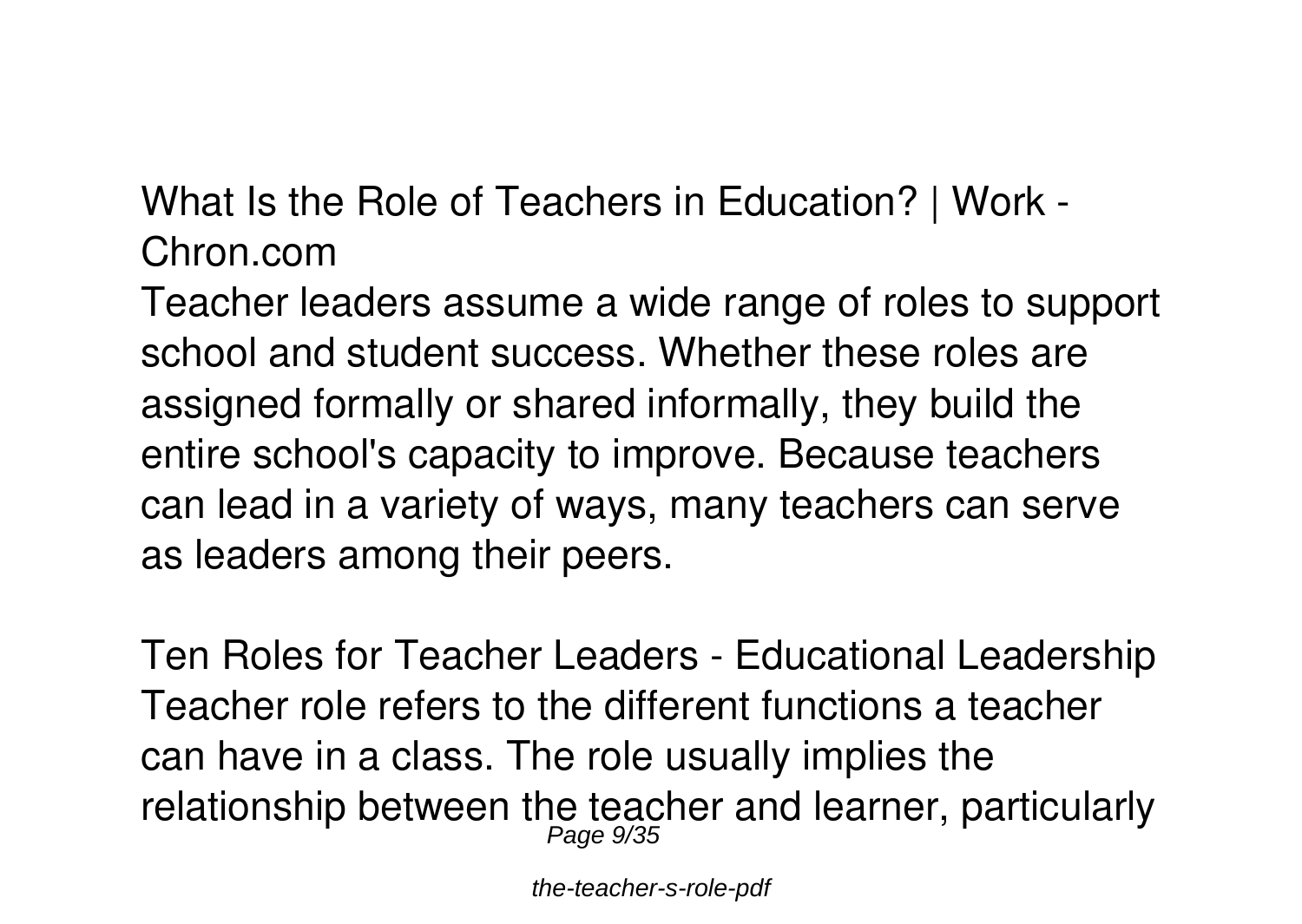**What Is the Role of Teachers in Education? | Work - Chron.com**

Teacher leaders assume a wide range of roles to support school and student success. Whether these roles are assigned formally or shared informally, they build the entire school's capacity to improve. Because teachers can lead in a variety of ways, many teachers can serve as leaders among their peers.

**Ten Roles for Teacher Leaders - Educational Leadership**

Teacher role refers to the different functions a teacher can have in a class. The role usually implies the relationship between the teacher and learner, particularly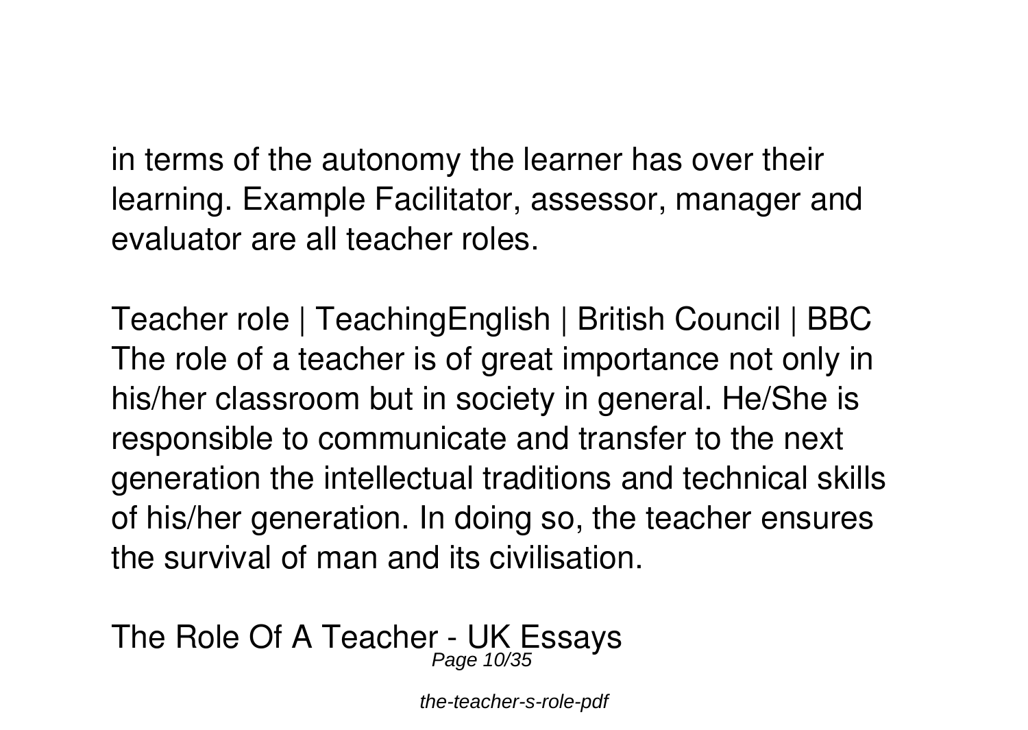in terms of the autonomy the learner has over their learning. Example Facilitator, assessor, manager and evaluator are all teacher roles.

**Teacher role | TeachingEnglish | British Council | BBC**

The role of a teacher is of great importance not only in his/her classroom but in society in general. He/She is responsible to communicate and transfer to the next generation the intellectual traditions and technical skills of his/her generation. In doing so, the teacher ensures the survival of man and its civilisation.

**The Role Of A Teacher - UK Essays**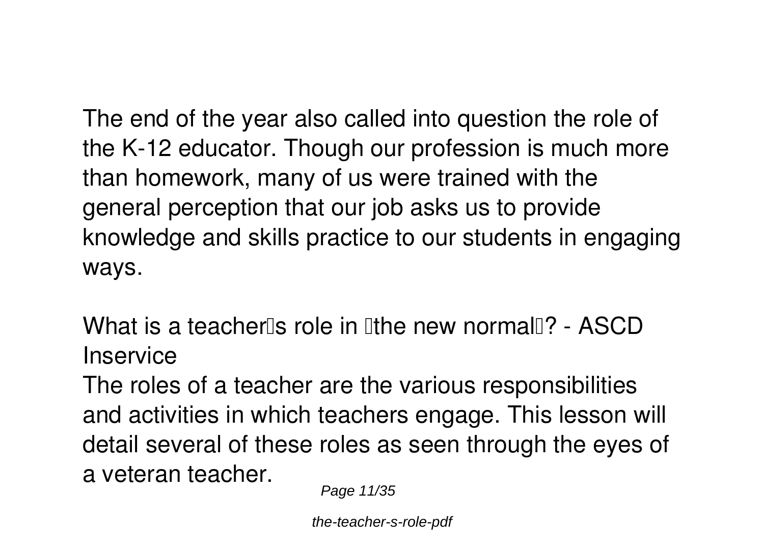The end of the year also called into question the role of the K-12 educator. Though our profession is much more than homework, many of us were trained with the general perception that our job asks us to provide knowledge and skills practice to our students in engaging ways.

**What is a teacher's role in "the new normal"? - ASCD Inservice**

The roles of a teacher are the various responsibilities and activities in which teachers engage. This lesson will detail several of these roles as seen through the eyes of a veteran teacher.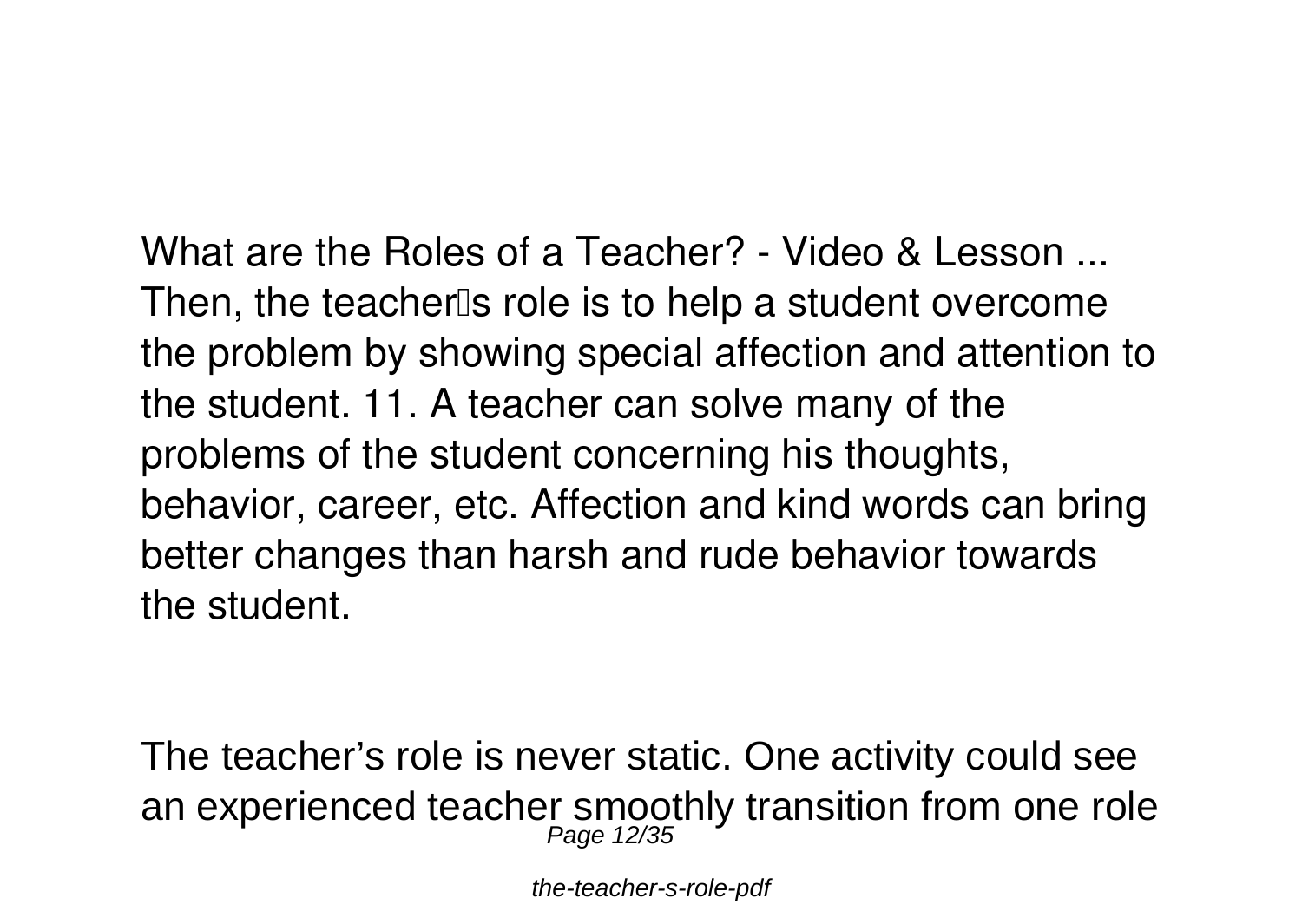What are the Roles of a Teacher? - Video & Lesson ...
Then, the teacher's role is to help a student overcome the problem by showing special affection and attention to the student. 11. A teacher can solve many of the problems of the student concerning his thoughts, behavior, career, etc. Affection and kind words can bring better changes than harsh and rude behavior towards the student.

The teacher's role is never static. One activity could see an experienced teacher smoothly transition from one role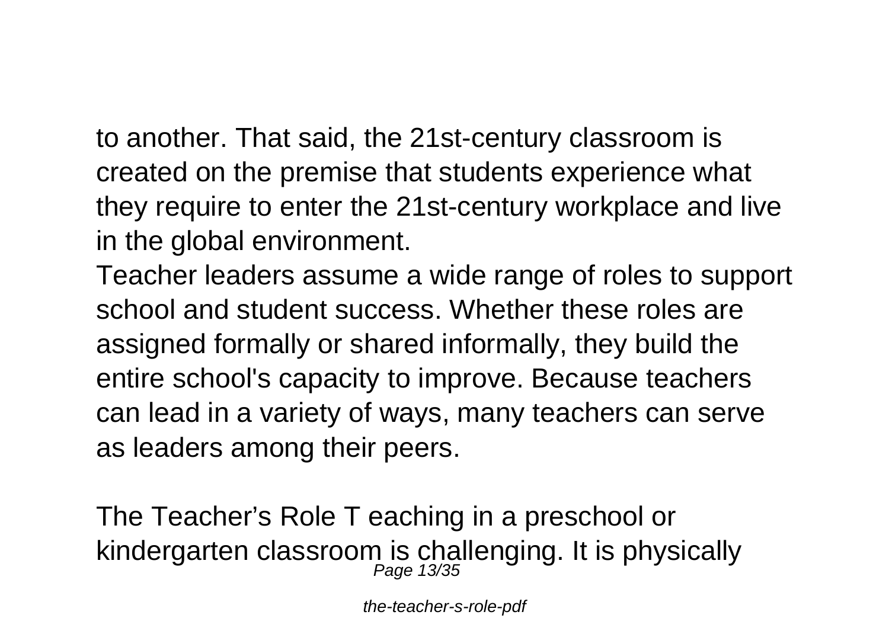to another. That said, the 21st-century classroom is created on the premise that students experience what they require to enter the 21st-century workplace and live in the global environment.

Teacher leaders assume a wide range of roles to support school and student success. Whether these roles are assigned formally or shared informally, they build the entire school's capacity to improve. Because teachers can lead in a variety of ways, many teachers can serve as leaders among their peers.

The Teacher’s Role T eaching in a preschool or kindergarten classroom is challenging. It is physically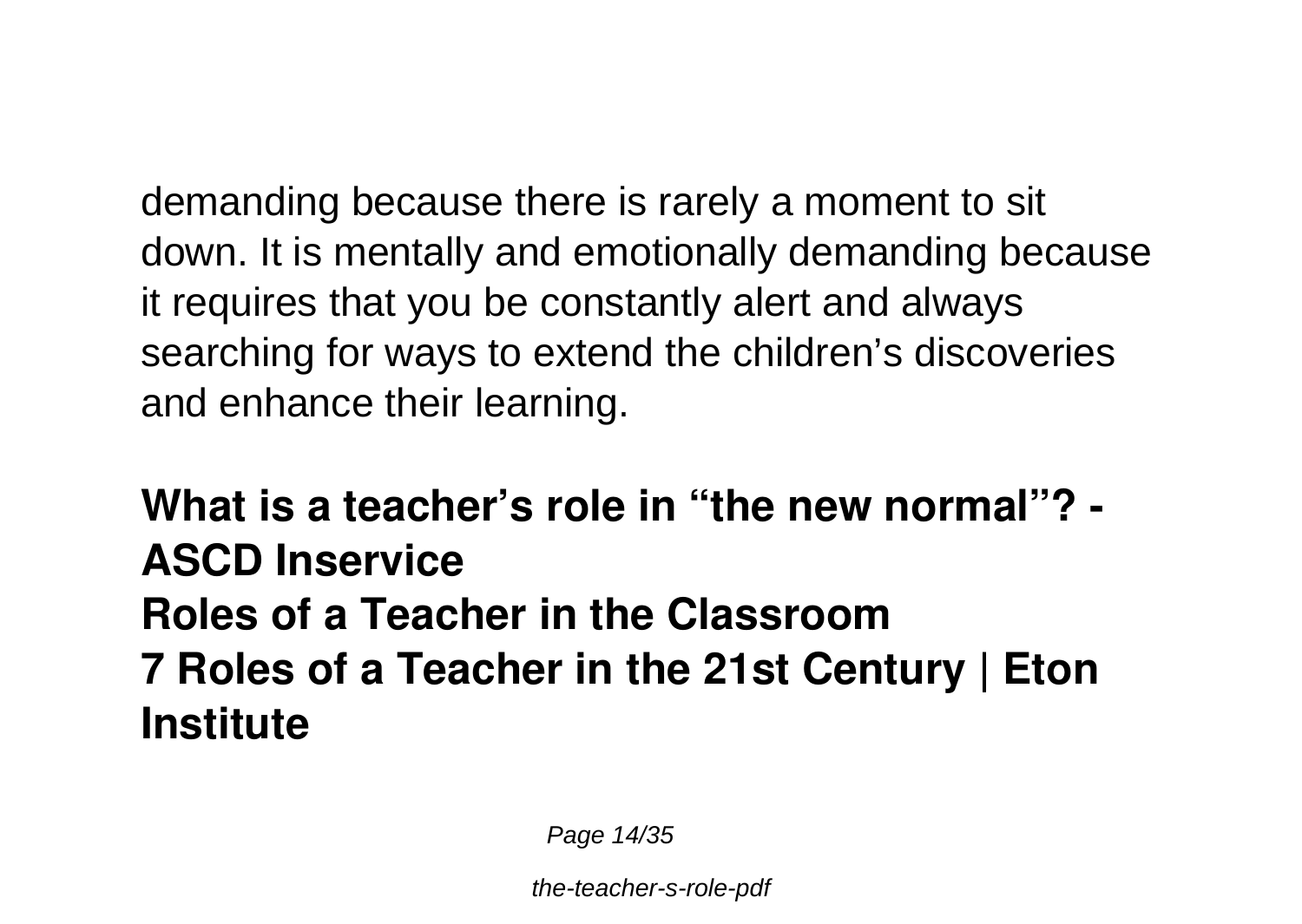demanding because there is rarely a moment to sit down. It is mentally and emotionally demanding because it requires that you be constantly alert and always searching for ways to extend the children's discoveries and enhance their learning.

**What is a teacher's role in "the new normal"? - ASCD Inservice**
**Roles of a Teacher in the Classroom**
**7 Roles of a Teacher in the 21st Century | Eton Institute**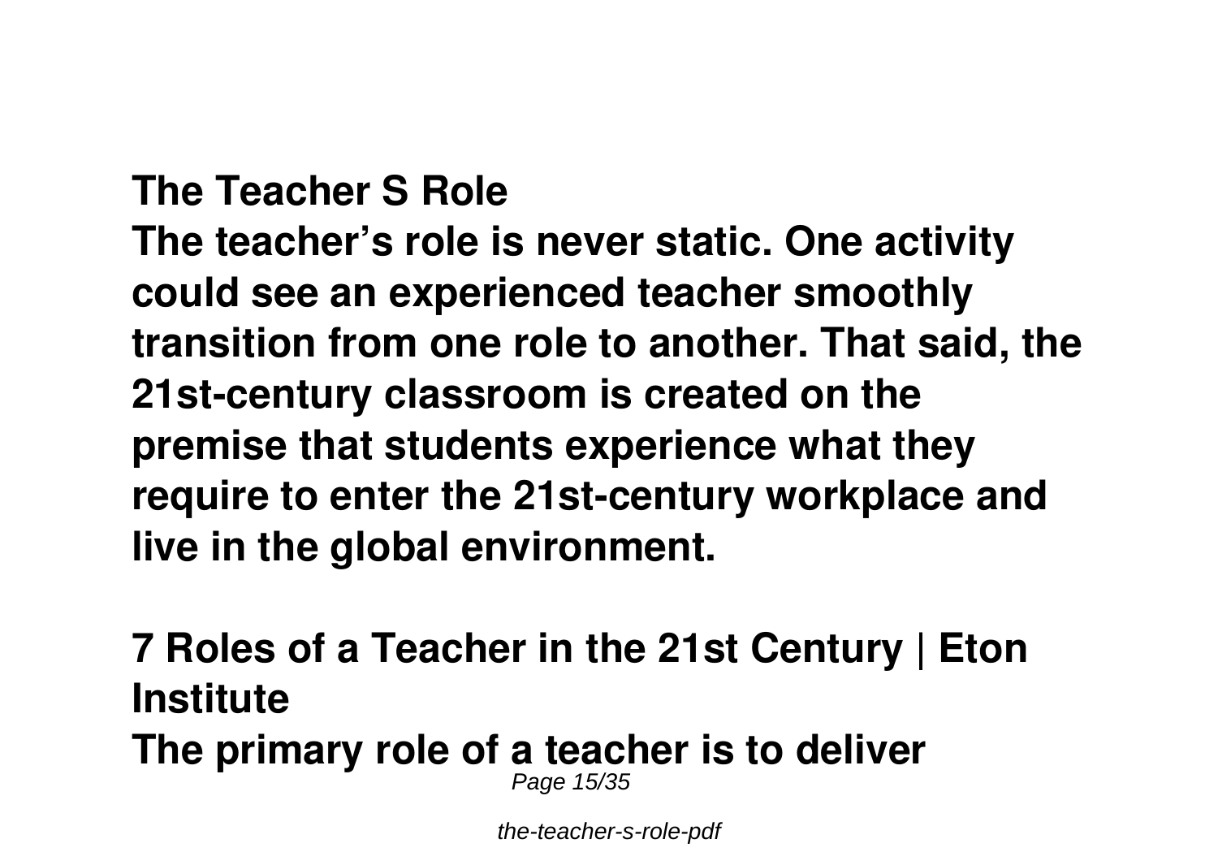**The Teacher S Role**

**The teacher's role is never static. One activity could see an experienced teacher smoothly transition from one role to another. That said, the 21st-century classroom is created on the premise that students experience what they require to enter the 21st-century workplace and live in the global environment.**

**7 Roles of a Teacher in the 21st Century | Eton Institute**

**The primary role of a teacher is to deliver**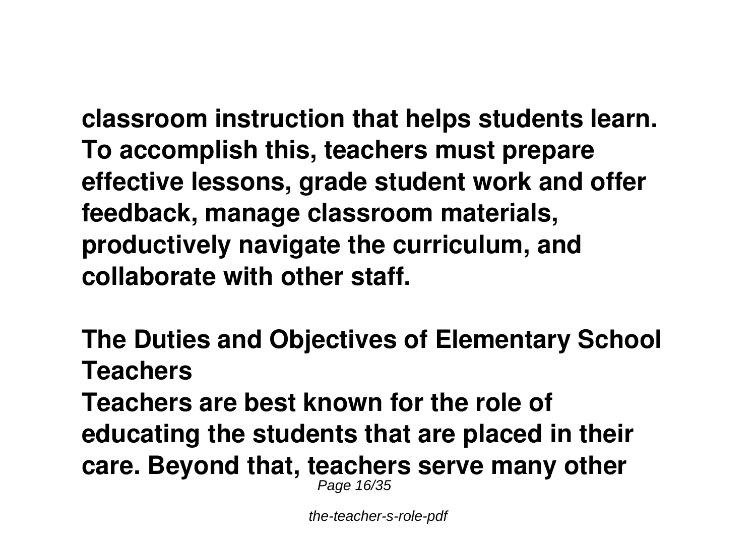**classroom instruction that helps students learn. To accomplish this, teachers must prepare effective lessons, grade student work and offer feedback, manage classroom materials, productively navigate the curriculum, and collaborate with other staff.**

**The Duties and Objectives of Elementary School Teachers**

**Teachers are best known for the role of educating the students that are placed in their care. Beyond that, teachers serve many other**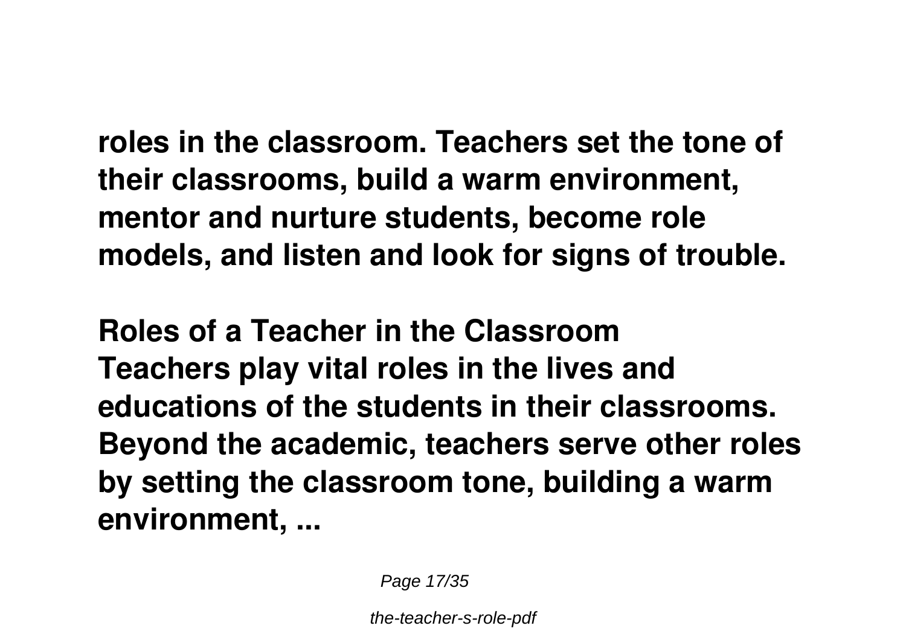**roles in the classroom. Teachers set the tone of their classrooms, build a warm environment, mentor and nurture students, become role models, and listen and look for signs of trouble.**

**Roles of a Teacher in the Classroom**
**Teachers play vital roles in the lives and educations of the students in their classrooms. Beyond the academic, teachers serve other roles by setting the classroom tone, building a warm environment, ...**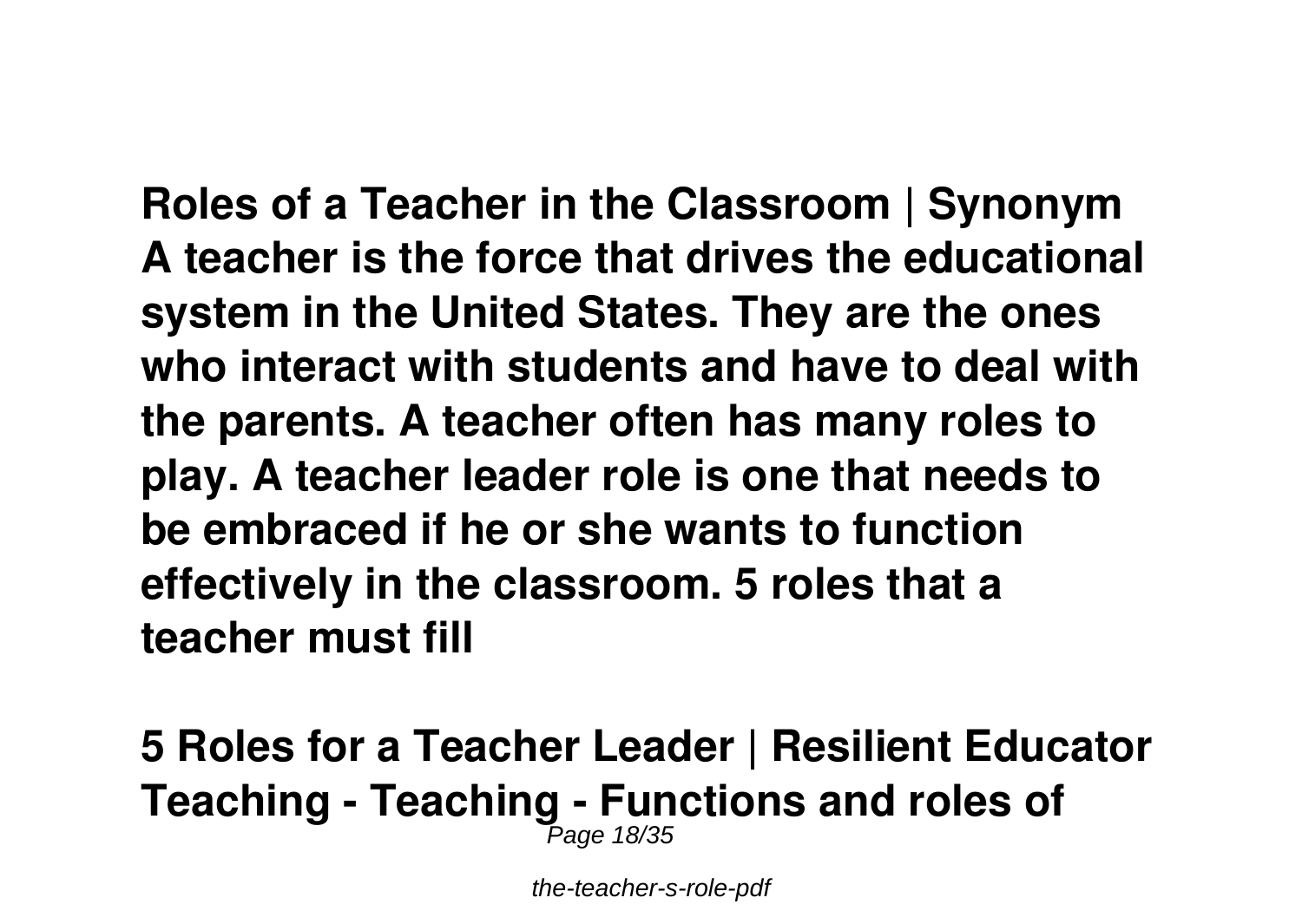**Roles of a Teacher in the Classroom | Synonym**
**A teacher is the force that drives the educational system in the United States. They are the ones who interact with students and have to deal with the parents. A teacher often has many roles to play. A teacher leader role is one that needs to be embraced if he or she wants to function effectively in the classroom. 5 roles that a teacher must fill**

**5 Roles for a Teacher Leader | Resilient Educator**
**Teaching - Teaching - Functions and roles of**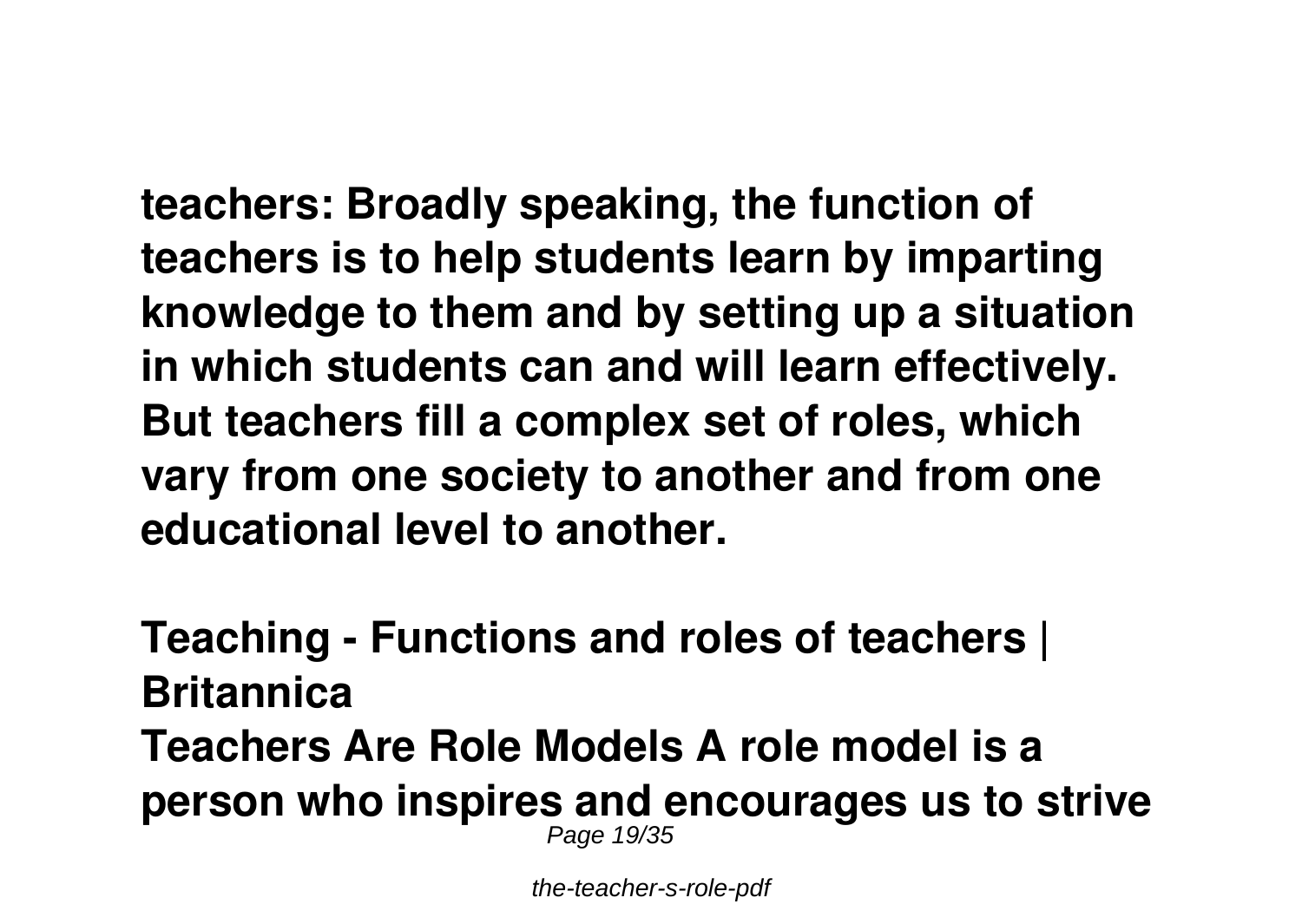**teachers: Broadly speaking, the function of teachers is to help students learn by imparting knowledge to them and by setting up a situation in which students can and will learn effectively. But teachers fill a complex set of roles, which vary from one society to another and from one educational level to another.**

## Teaching - Functions and roles of teachers | Britannica

**Teachers Are Role Models A role model is a person who inspires and encourages us to strive**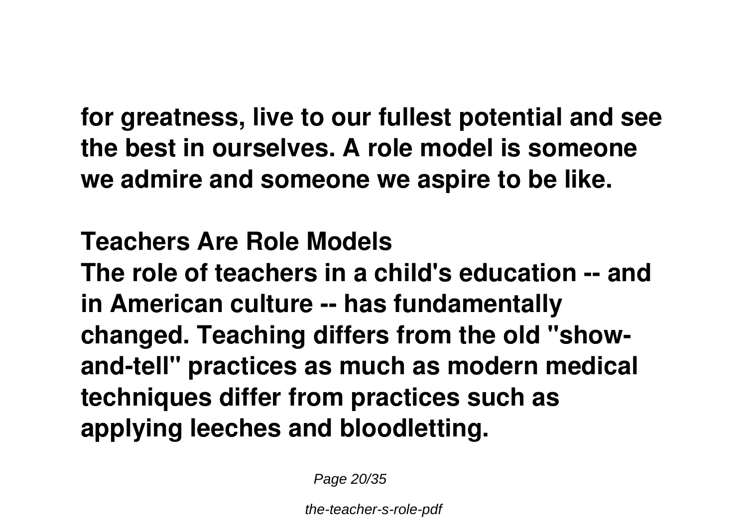**for greatness, live to our fullest potential and see the best in ourselves. A role model is someone we admire and someone we aspire to be like.**

**Teachers Are Role Models**

**The role of teachers in a child's education -- and in American culture -- has fundamentally changed. Teaching differs from the old "show-and-tell" practices as much as modern medical techniques differ from practices such as applying leeches and bloodletting.**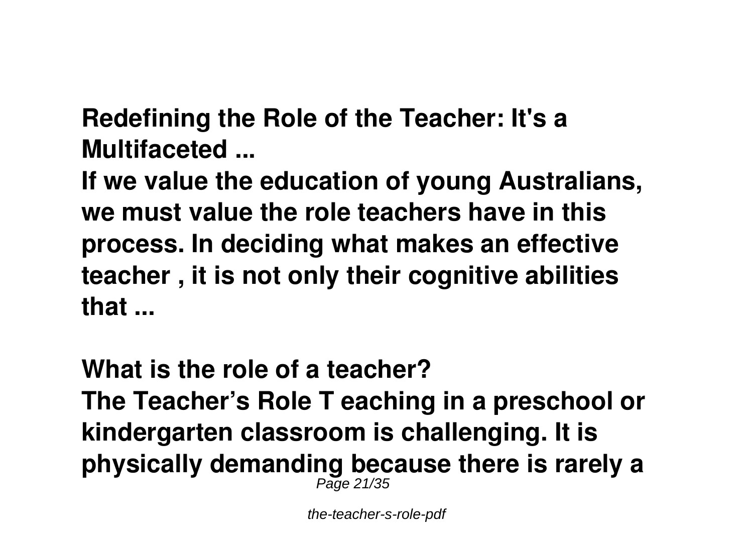**Redefining the Role of the Teacher: It's a Multifaceted ...**

**If we value the education of young Australians, we must value the role teachers have in this process. In deciding what makes an effective teacher , it is not only their cognitive abilities that ...**

**What is the role of a teacher?**

**The Teacher's Role T eaching in a preschool or kindergarten classroom is challenging. It is physically demanding because there is rarely a**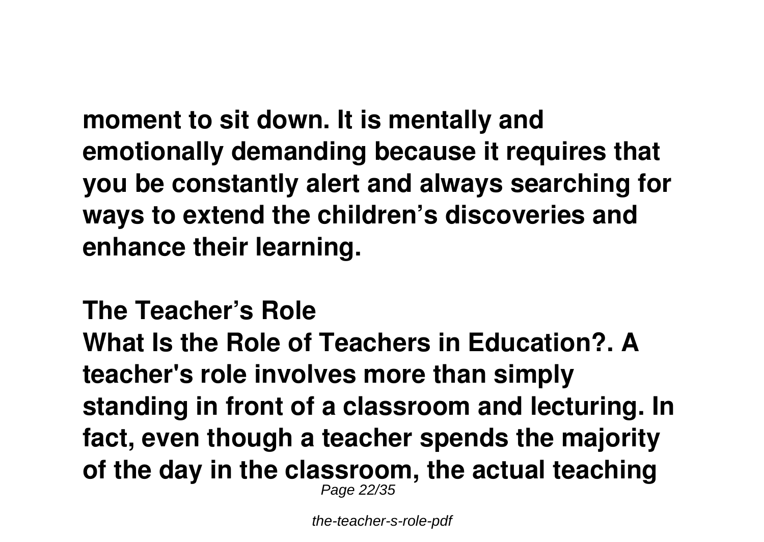**moment to sit down. It is mentally and emotionally demanding because it requires that you be constantly alert and always searching for ways to extend the children's discoveries and enhance their learning.**

**The Teacher's Role**

**What Is the Role of Teachers in Education?. A teacher's role involves more than simply standing in front of a classroom and lecturing. In fact, even though a teacher spends the majority of the day in the classroom, the actual teaching**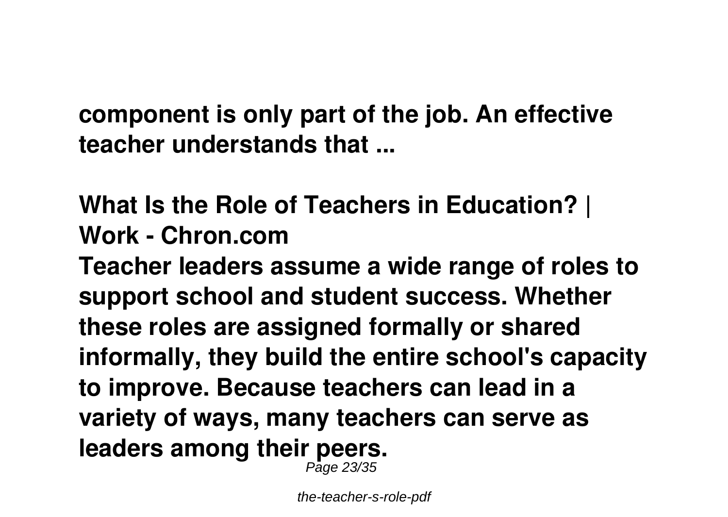**component is only part of the job. An effective teacher understands that ...**

## What Is the Role of Teachers in Education? | Work - Chron.com

**Teacher leaders assume a wide range of roles to support school and student success. Whether these roles are assigned formally or shared informally, they build the entire school's capacity to improve. Because teachers can lead in a variety of ways, many teachers can serve as leaders among their peers.**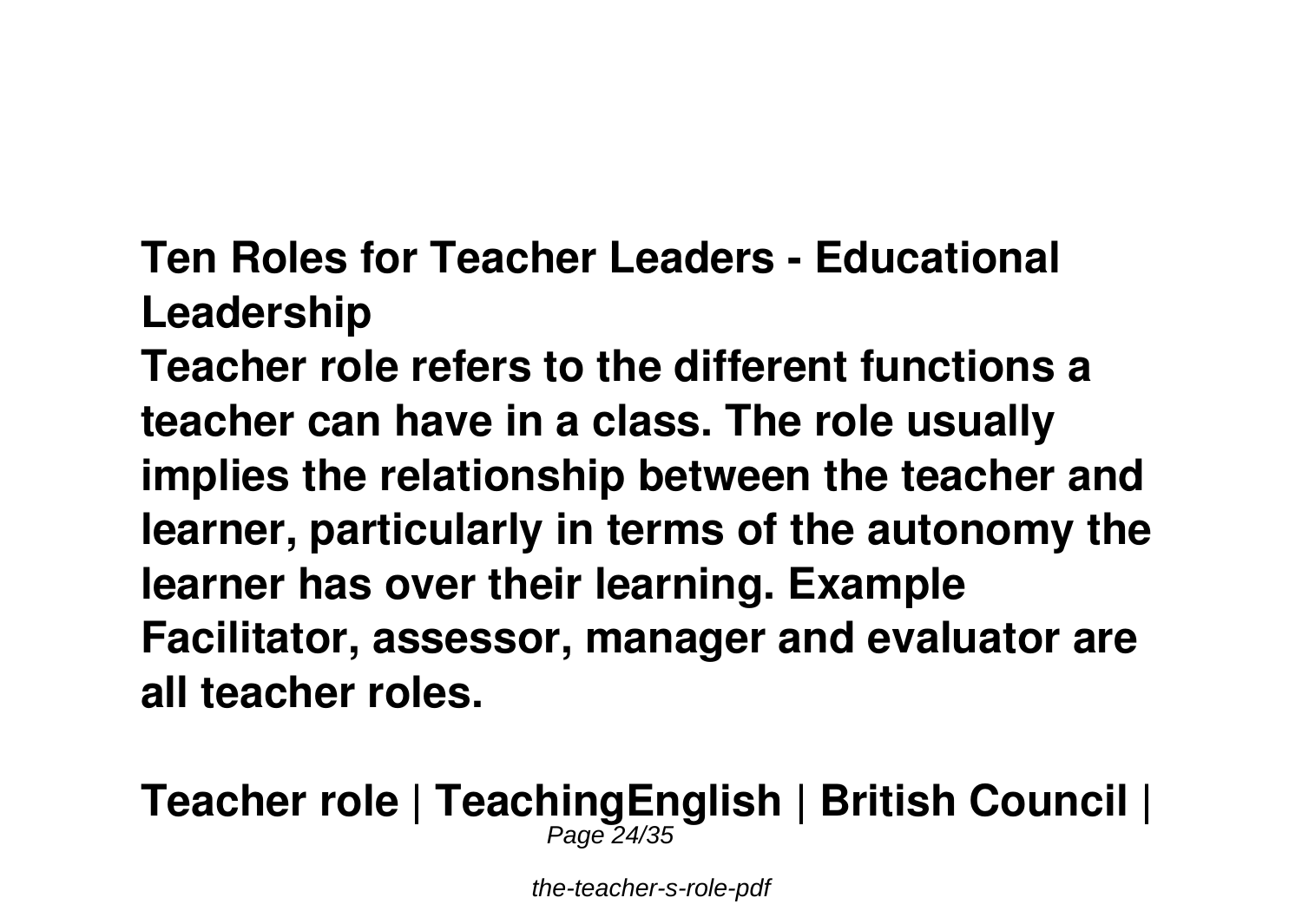**Ten Roles for Teacher Leaders - Educational Leadership**

**Teacher role refers to the different functions a teacher can have in a class. The role usually implies the relationship between the teacher and learner, particularly in terms of the autonomy the learner has over their learning. Example Facilitator, assessor, manager and evaluator are all teacher roles.**

**Teacher role | TeachingEnglish | British Council |**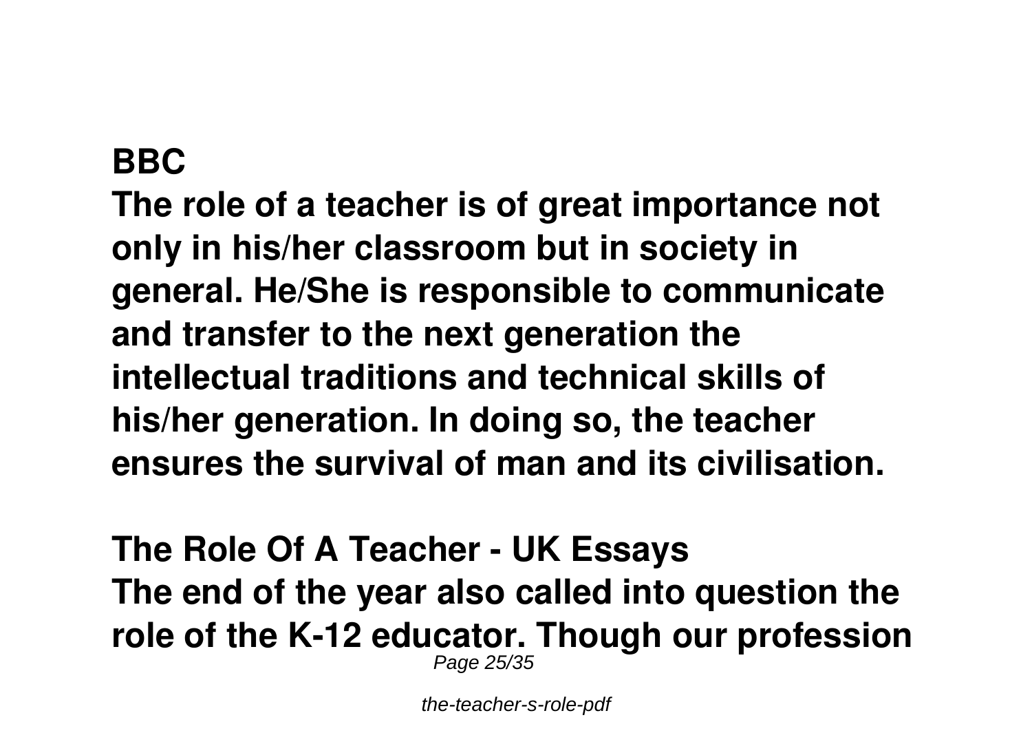**BBC**

**The role of a teacher is of great importance not only in his/her classroom but in society in general. He/She is responsible to communicate and transfer to the next generation the intellectual traditions and technical skills of his/her generation. In doing so, the teacher ensures the survival of man and its civilisation.**

**The Role Of A Teacher - UK Essays**

**The end of the year also called into question the role of the K-12 educator. Though our profession**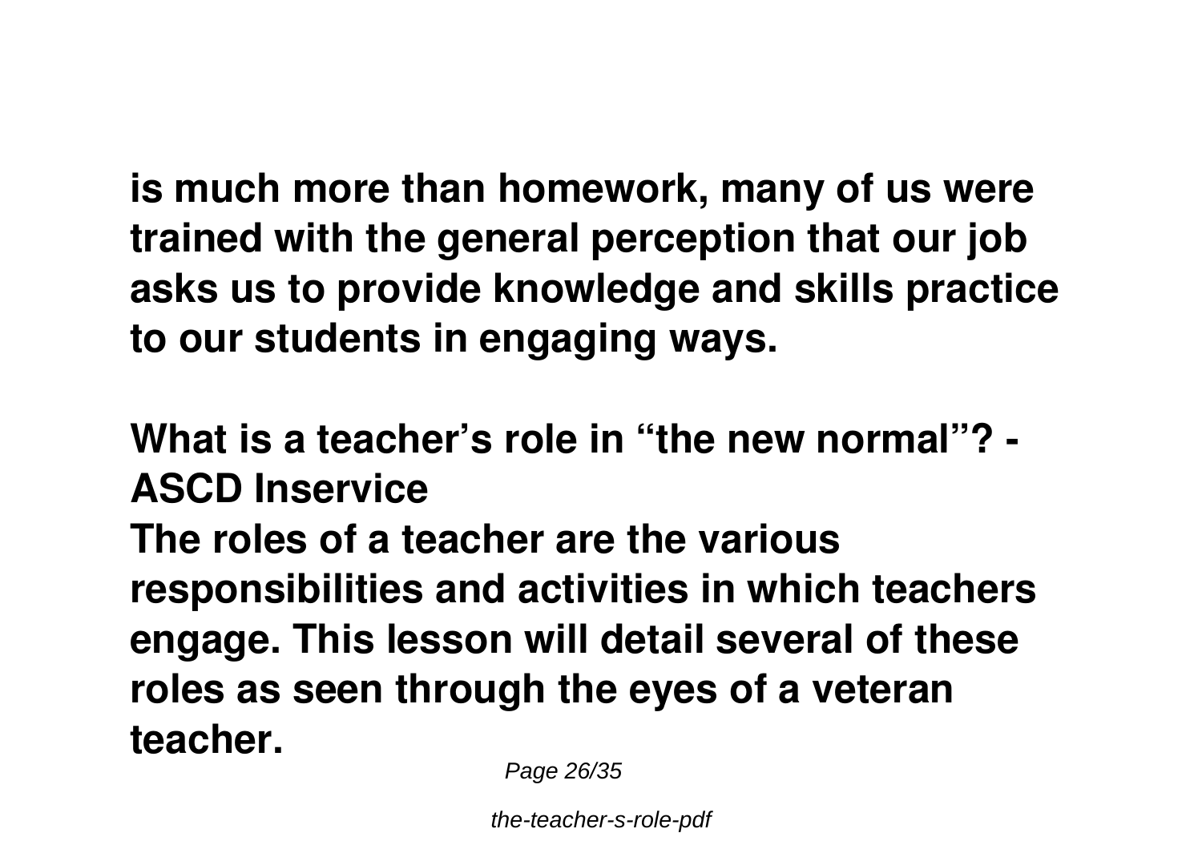**is much more than homework, many of us were trained with the general perception that our job asks us to provide knowledge and skills practice to our students in engaging ways.**

**What is a teacher's role in "the new normal"? - ASCD Inservice**

**The roles of a teacher are the various responsibilities and activities in which teachers engage. This lesson will detail several of these roles as seen through the eyes of a veteran teacher.**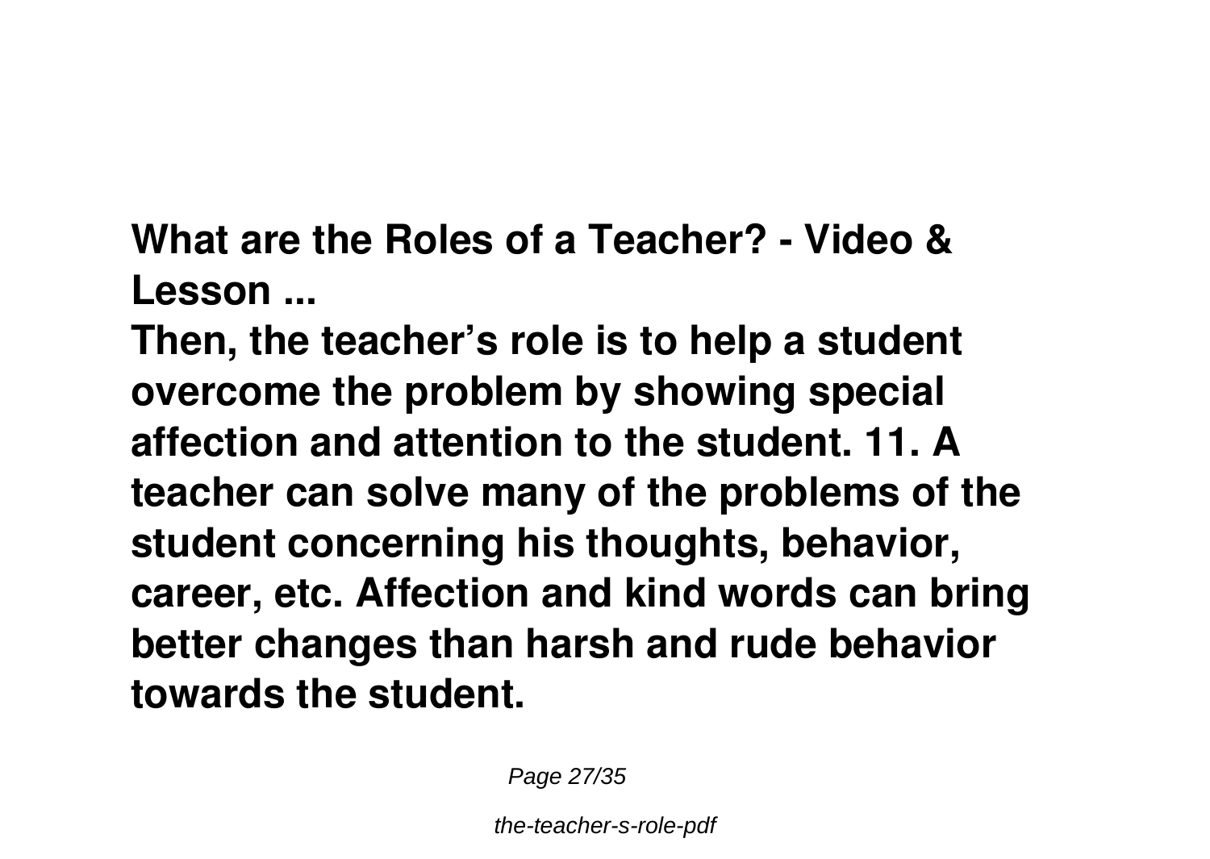**What are the Roles of a Teacher? - Video & Lesson ...**

**Then, the teacher's role is to help a student overcome the problem by showing special affection and attention to the student. 11. A teacher can solve many of the problems of the student concerning his thoughts, behavior, career, etc. Affection and kind words can bring better changes than harsh and rude behavior towards the student.**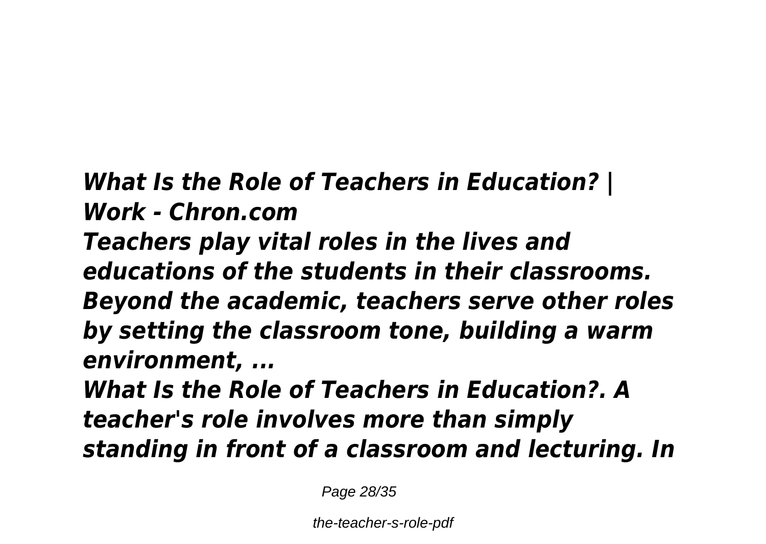***What Is the Role of Teachers in Education? | Work - Chron.com***

***Teachers play vital roles in the lives and educations of the students in their classrooms. Beyond the academic, teachers serve other roles by setting the classroom tone, building a warm environment, ...***

***What Is the Role of Teachers in Education?. A teacher's role involves more than simply standing in front of a classroom and lecturing. In***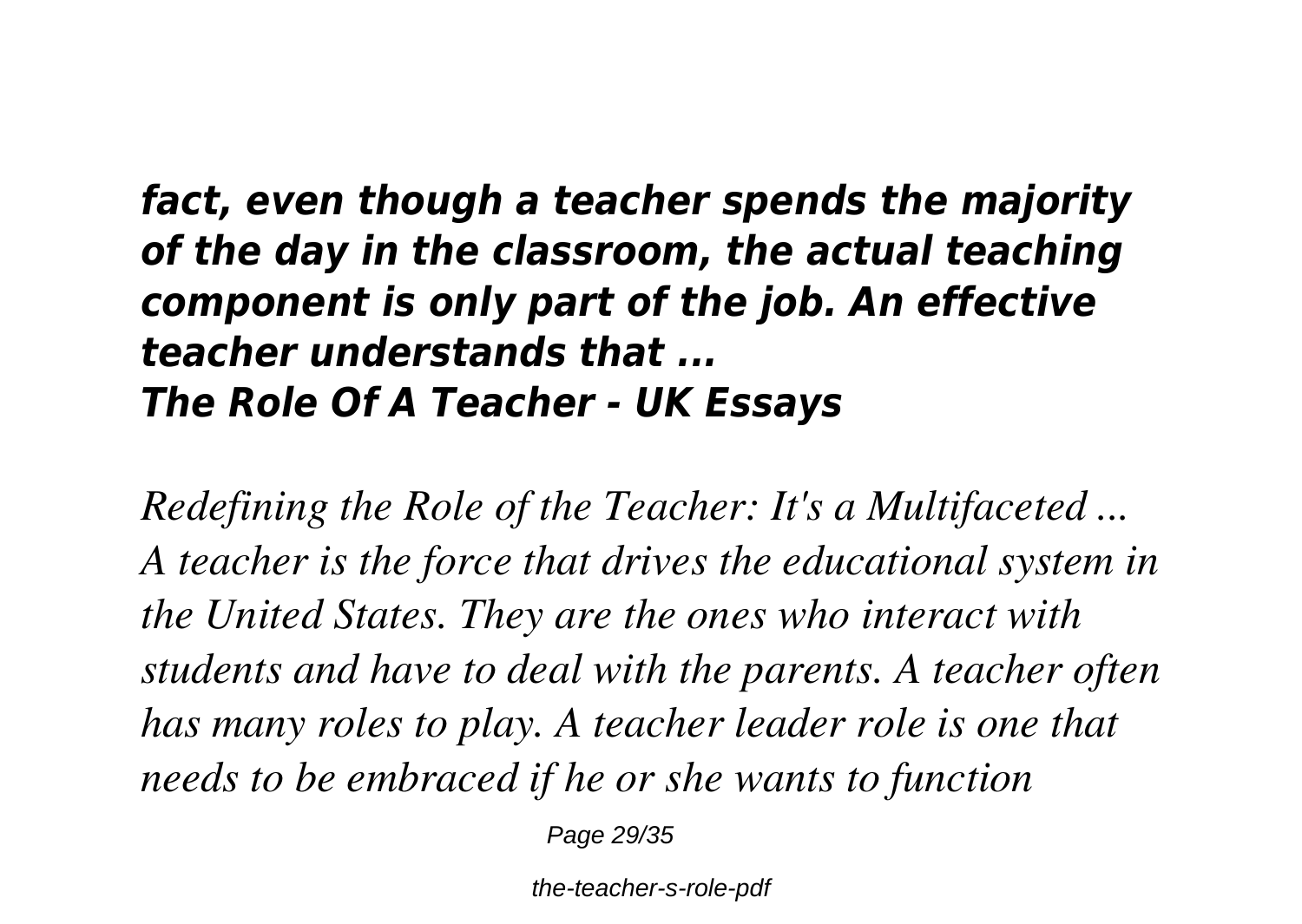***fact, even though a teacher spends the majority of the day in the classroom, the actual teaching component is only part of the job. An effective teacher understands that ...***
***The Role Of A Teacher - UK Essays***

*Redefining the Role of the Teacher: It's a Multifaceted ...*
*A teacher is the force that drives the educational system in the United States. They are the ones who interact with students and have to deal with the parents. A teacher often has many roles to play. A teacher leader role is one that needs to be embraced if he or she wants to function*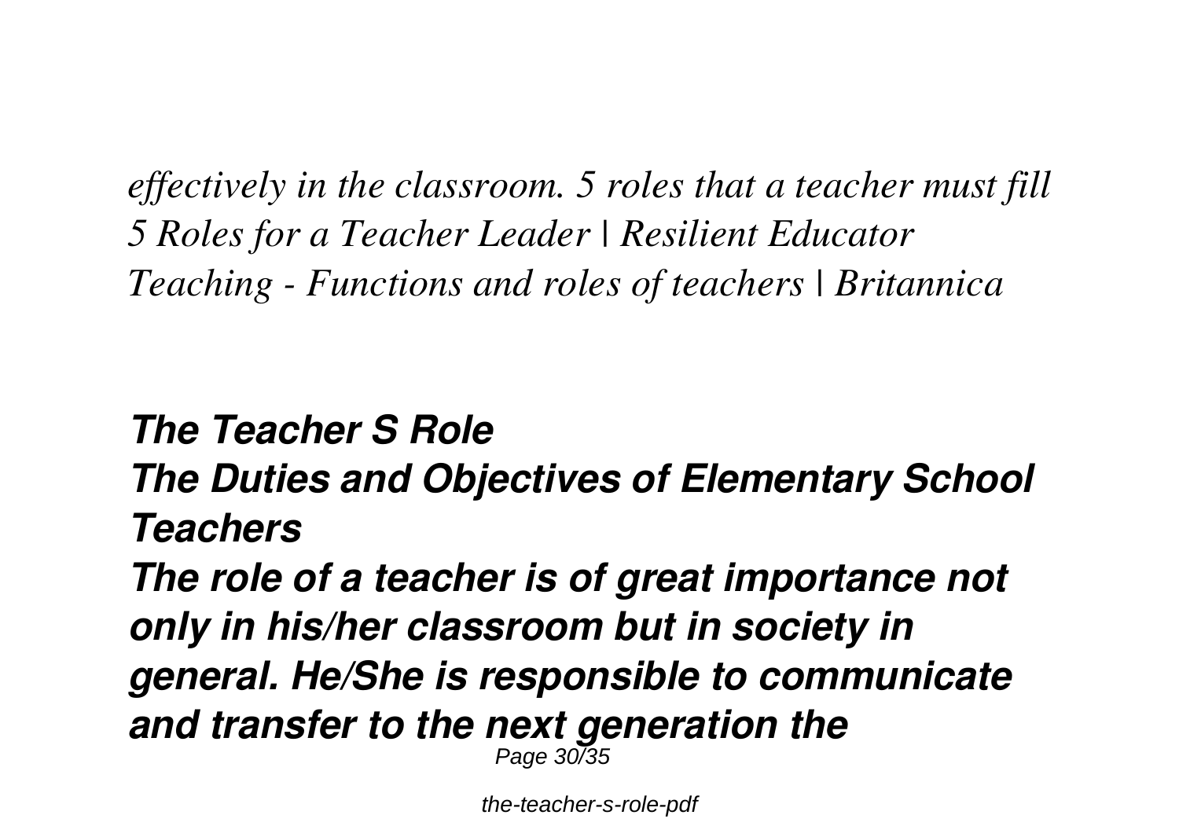*effectively in the classroom. 5 roles that a teacher must fill*
*5 Roles for a Teacher Leader | Resilient Educator*
*Teaching - Functions and roles of teachers | Britannica*

***The Teacher S Role***

***The Duties and Objectives of Elementary School Teachers***

***The role of a teacher is of great importance not only in his/her classroom but in society in general. He/She is responsible to communicate and transfer to the next generation the***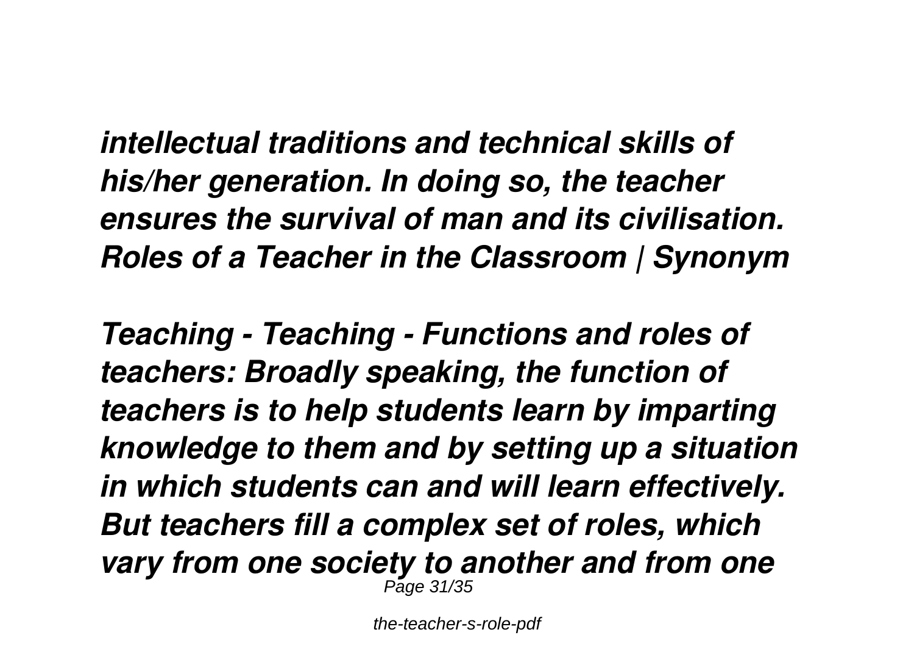*intellectual traditions and technical skills of his/her generation. In doing so, the teacher ensures the survival of man and its civilisation.* ***Roles of a Teacher in the Classroom | Synonym***

***Teaching - Teaching - Functions and roles of teachers: Broadly speaking, the function of teachers is to help students learn by imparting knowledge to them and by setting up a situation in which students can and will learn effectively. But teachers fill a complex set of roles, which vary from one society to another and from one***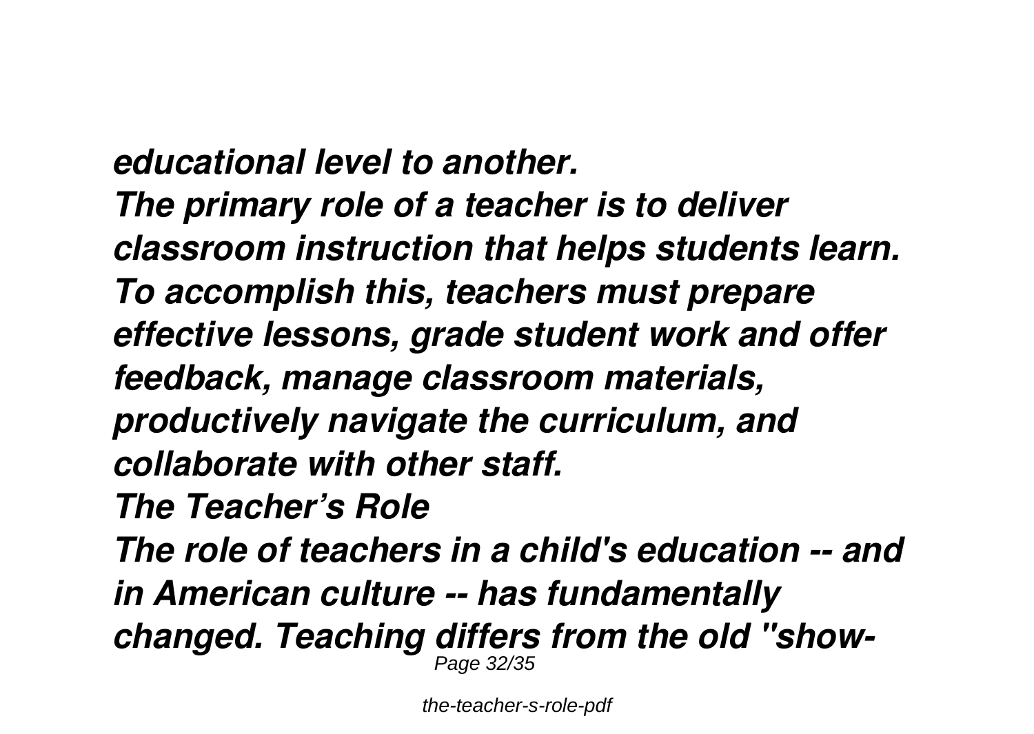*educational level to another.*

*The primary role of a teacher is to deliver classroom instruction that helps students learn. To accomplish this, teachers must prepare effective lessons, grade student work and offer feedback, manage classroom materials, productively navigate the curriculum, and collaborate with other staff.*

*The Teacher's Role*

*The role of teachers in a child's education -- and in American culture -- has fundamentally changed. Teaching differs from the old "show-*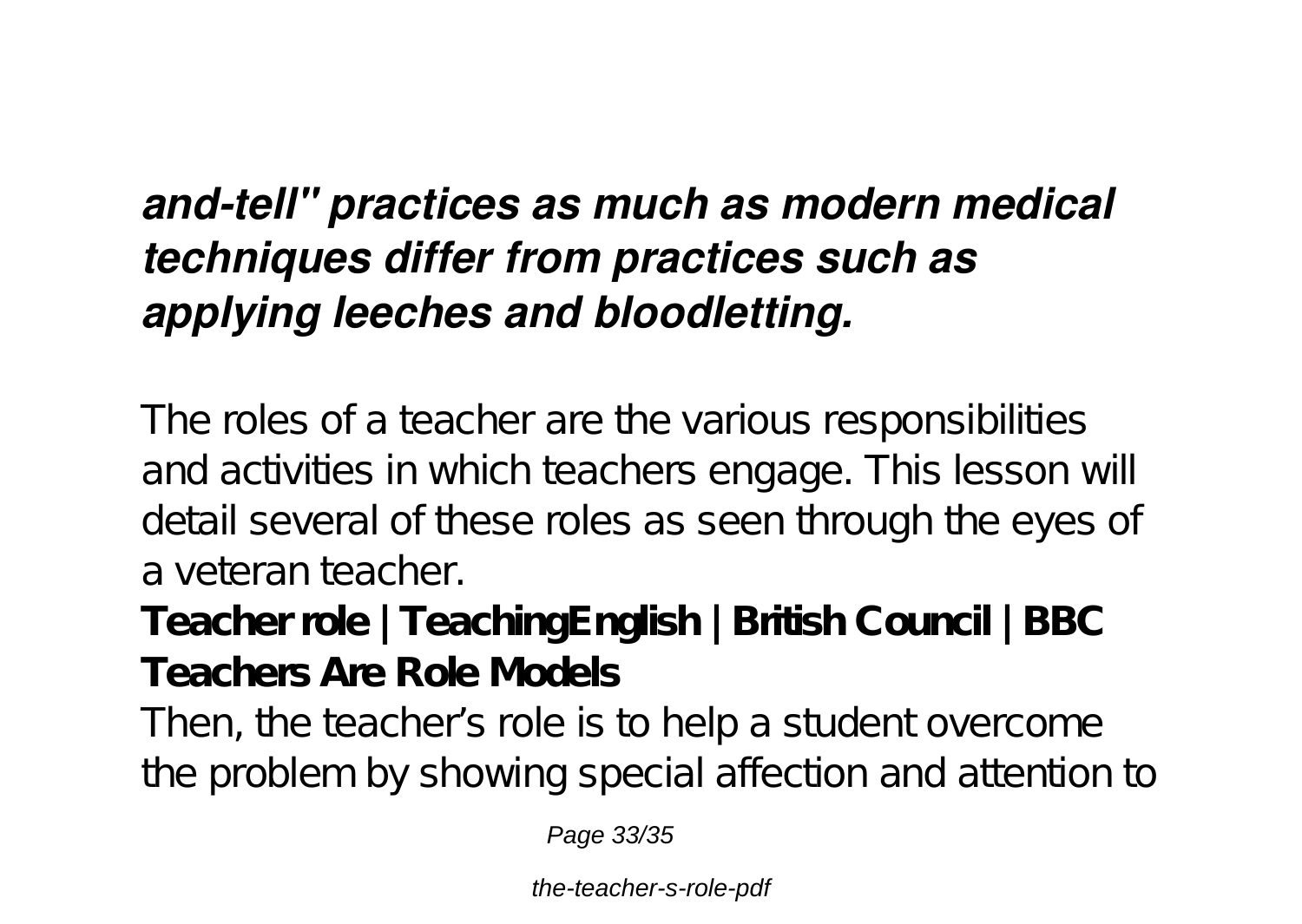***and-tell" practices as much as modern medical techniques differ from practices such as applying leeches and bloodletting.***

The roles of a teacher are the various responsibilities and activities in which teachers engage. This lesson will detail several of these roles as seen through the eyes of a veteran teacher.

**Teacher role | TeachingEnglish | British Council | BBC**
**Teachers Are Role Models**

Then, the teacher's role is to help a student overcome the problem by showing special affection and attention to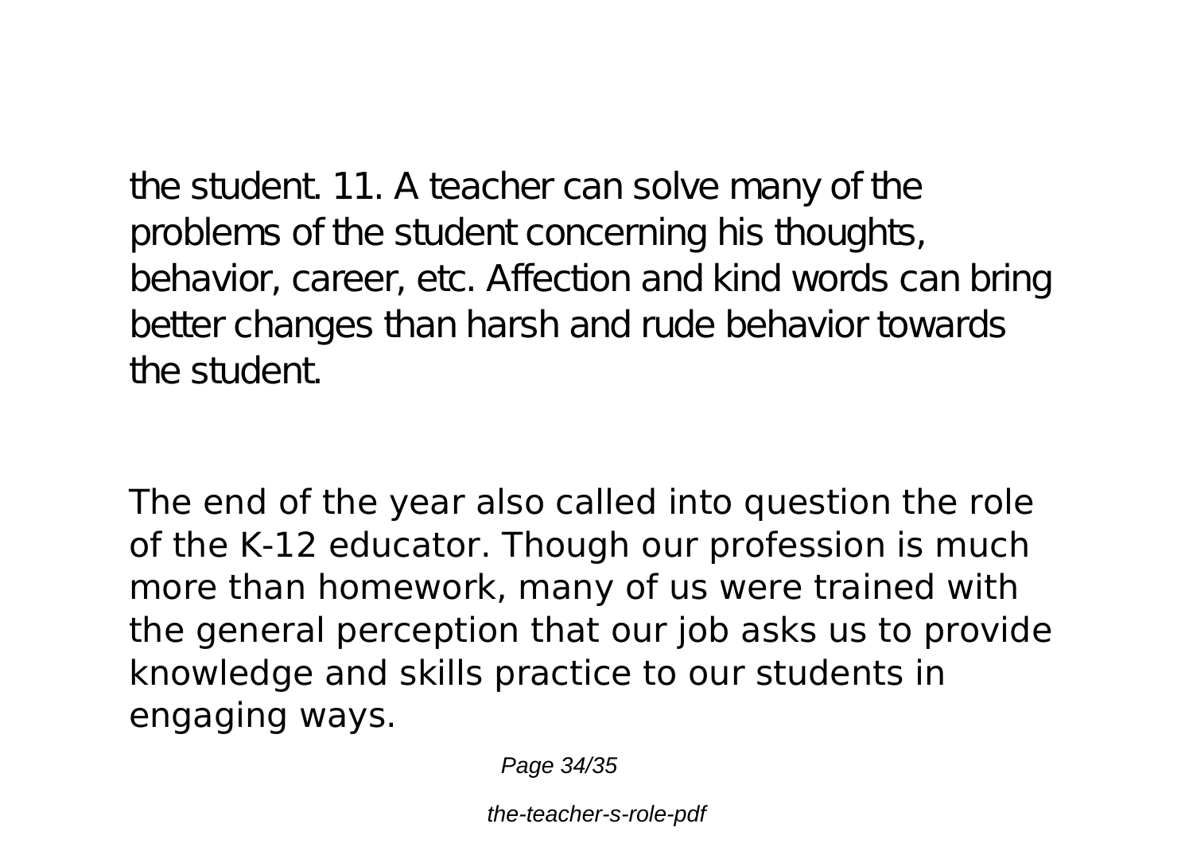the student. 11. A teacher can solve many of the problems of the student concerning his thoughts, behavior, career, etc. Affection and kind words can bring better changes than harsh and rude behavior towards the student.

The end of the year also called into question the role of the K-12 educator. Though our profession is much more than homework, many of us were trained with the general perception that our job asks us to provide knowledge and skills practice to our students in engaging ways.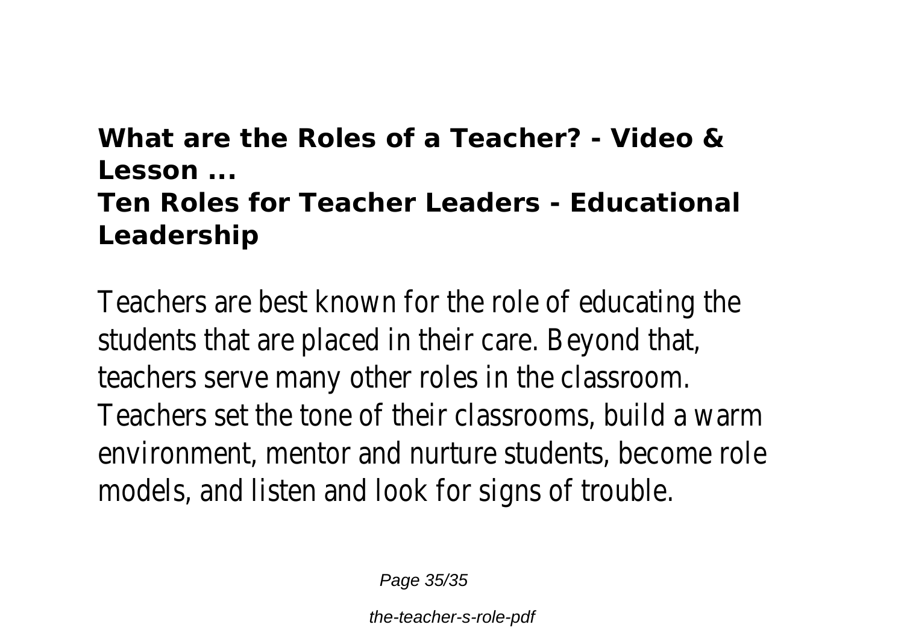**What are the Roles of a Teacher? - Video & Lesson ...**
**Ten Roles for Teacher Leaders - Educational Leadership**

Teachers are best known for the role of educating the students that are placed in their care. Beyond that, teachers serve many other roles in the classroom. Teachers set the tone of their classrooms, build a warm environment, mentor and nurture students, become role models, and listen and look for signs of trouble.